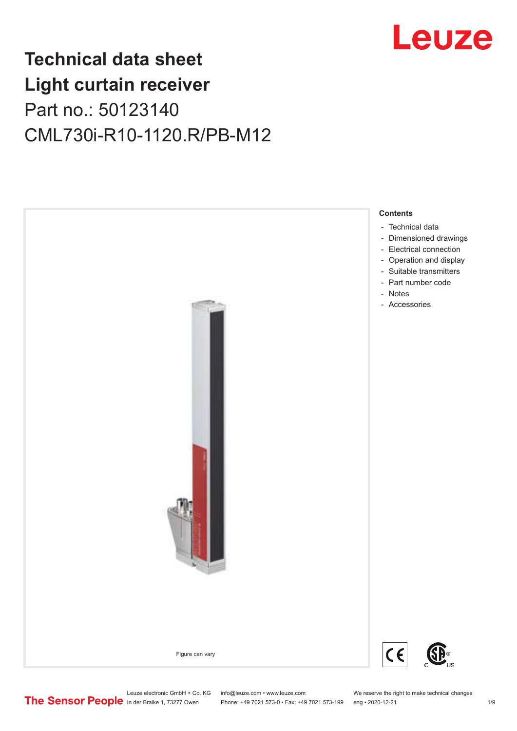# Technical data sheet
# Light curtain receiver

Part no.: 50123140

CML730i-R10-1120.R/PB-M12

Figure can vary

**Contents**

- Technical data
- Dimensioned drawings
- Electrical connection
- Operation and display
- Suitable transmitters
- Part number code
- Notes
- Accessories

Leuze electronic GmbH + Co. KG
In der Braike 1, 73277 Owen

info@leuze.com • www.leuze.com
Phone: +49 7021 573-0 • Fax: +49 7021 573-199

We reserve the right to make technical changes
eng • 2020-12-21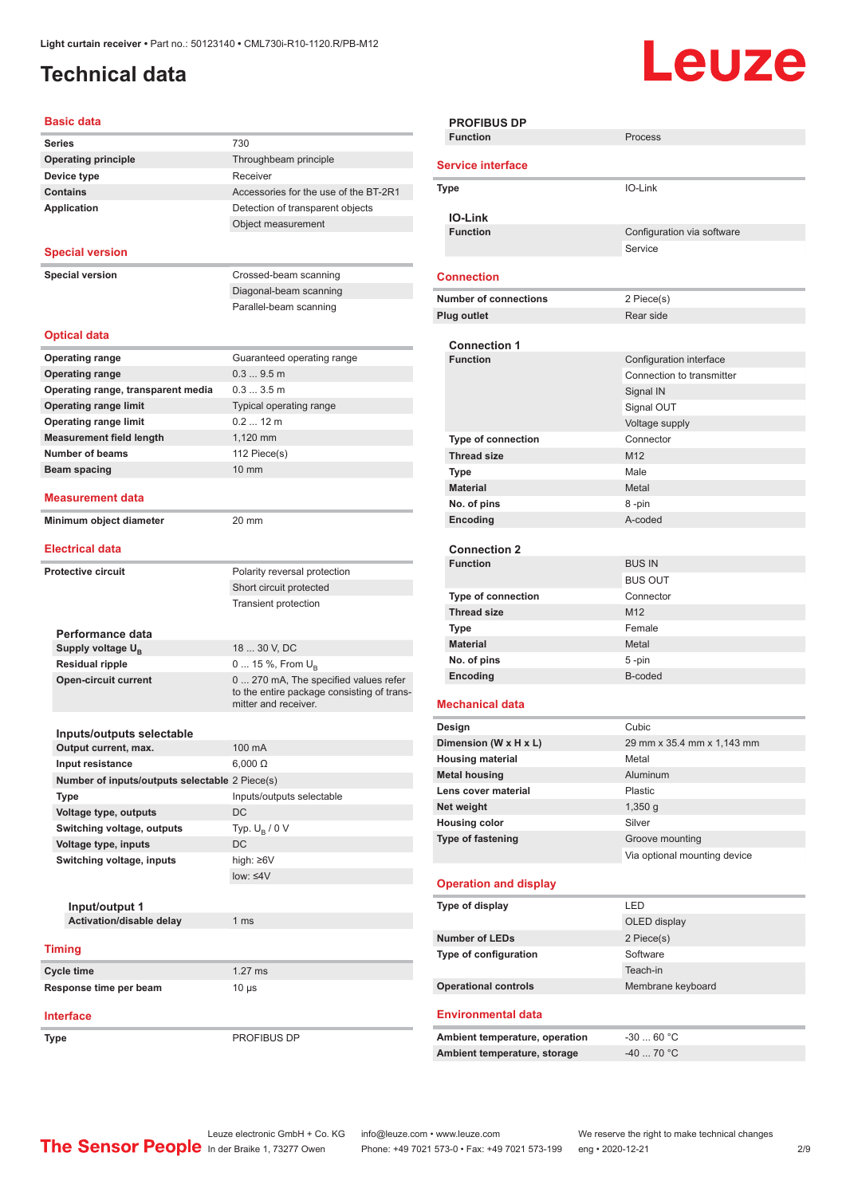Light curtain receiver • Part no.: 50123140 • CML730i-R10-1120.R/PB-M12

# Technical data

## Basic data

| | |
|---|---|
| **Series** | 730 |
| **Operating principle** | Throughbeam principle |
| **Device type** | Receiver |
| **Contains** | Accessories for the use of the BT-2R1 |
| **Application** | Detection of transparent objects |
| | Object measurement |

## Special version

| | |
|---|---|
| **Special version** | Crossed-beam scanning |
| | Diagonal-beam scanning |
| | Parallel-beam scanning |

## Optical data

| | |
|---|---|
| **Operating range** | Guaranteed operating range |
| **Operating range** | 0.3 ... 9.5 m |
| **Operating range, transparent media** | 0.3 ... 3.5 m |
| **Operating range limit** | Typical operating range |
| **Operating range limit** | 0.2 ... 12 m |
| **Measurement field length** | 1,120 mm |
| **Number of beams** | 112 Piece(s) |
| **Beam spacing** | 10 mm |

## Measurement data

| | |
|---|---|
| **Minimum object diameter** | 20 mm |

## Electrical data

| | |
|---|---|
| **Protective circuit** | Polarity reversal protection |
| | Short circuit protected |
| | Transient protection |

### Performance data

| | |
|---|---|
| **Supply voltage $U_B$** | 18 ... 30 V, DC |
| **Residual ripple** | 0 ... 15 %, From $U_B$ |
| **Open-circuit current** | 0 ... 270 mA, The specified values refer to the entire package consisting of transmitter and receiver. |

### Inputs/outputs selectable

| | |
|---|---|
| **Output current, max.** | 100 mA |
| **Input resistance** | 6,000 Ω |
| **Number of inputs/outputs selectable** | 2 Piece(s) |
| **Type** | Inputs/outputs selectable |
| **Voltage type, outputs** | DC |
| **Switching voltage, outputs** | Typ. $U_B$ / 0 V |
| **Voltage type, inputs** | DC |
| **Switching voltage, inputs** | high: ≥6V |
| | low: ≤4V |

#### Input/output 1

| | |
|---|---|
| **Activation/disable delay** | 1 ms |

## Timing

| | |
|---|---|
| **Cycle time** | 1.27 ms |
| **Response time per beam** | 10 µs |

## Interface

| | |
|---|---|
| **Type** | PROFIBUS DP |

### PROFIBUS DP

| | |
|---|---|
| **Function** | Process |

## Service interface

| | |
|---|---|
| **Type** | IO-Link |

### IO-Link

| | |
|---|---|
| **Function** | Configuration via software |
| | Service |

## Connection

| | |
|---|---|
| **Number of connections** | 2 Piece(s) |
| **Plug outlet** | Rear side |

### Connection 1

| | |
|---|---|
| **Function** | Configuration interface |
| | Connection to transmitter |
| | Signal IN |
| | Signal OUT |
| | Voltage supply |
| **Type of connection** | Connector |
| **Thread size** | M12 |
| **Type** | Male |
| **Material** | Metal |
| **No. of pins** | 8 -pin |
| **Encoding** | A-coded |

### Connection 2

| | |
|---|---|
| **Function** | BUS IN |
| | BUS OUT |
| **Type of connection** | Connector |
| **Thread size** | M12 |
| **Type** | Female |
| **Material** | Metal |
| **No. of pins** | 5 -pin |
| **Encoding** | B-coded |

## Mechanical data

| | |
|---|---|
| **Design** | Cubic |
| **Dimension (W x H x L)** | 29 mm x 35.4 mm x 1,143 mm |
| **Housing material** | Metal |
| **Metal housing** | Aluminum |
| **Lens cover material** | Plastic |
| **Net weight** | 1,350 g |
| **Housing color** | Silver |
| **Type of fastening** | Groove mounting |
| | Via optional mounting device |

## Operation and display

| | |
|---|---|
| **Type of display** | LED |
| | OLED display |
| **Number of LEDs** | 2 Piece(s) |
| **Type of configuration** | Software |
| | Teach-in |
| **Operational controls** | Membrane keyboard |

## Environmental data

| | |
|---|---|
| **Ambient temperature, operation** | -30 ... 60 °C |
| **Ambient temperature, storage** | -40 ... 70 °C |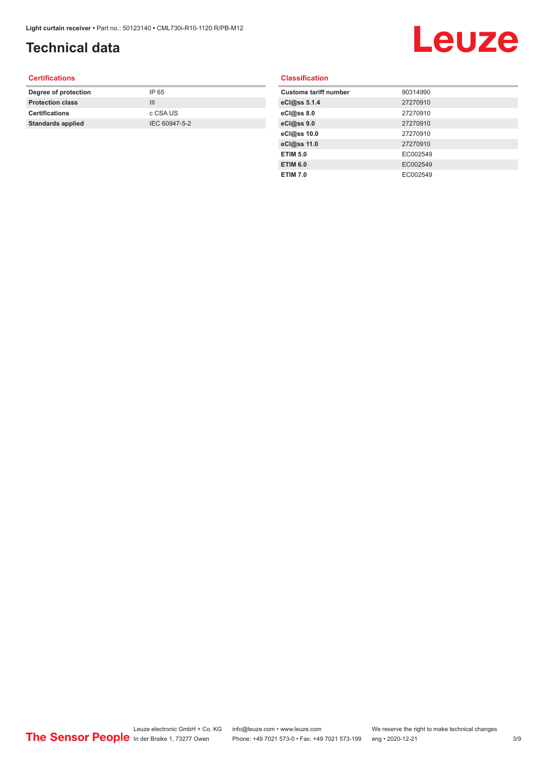# Technical data

#### Certifications

| Degree of protection | IP 65 |
|---|---|
| Protection class | III |
| Certifications | c CSA US |
| Standards applied | IEC 60947-5-2 |

#### Classification

| Customs tariff number | 90314990 |
|---|---|
| eCl@ss 5.1.4 | 27270910 |
| eCl@ss 8.0 | 27270910 |
| eCl@ss 9.0 | 27270910 |
| eCl@ss 10.0 | 27270910 |
| eCl@ss 11.0 | 27270910 |
| ETIM 5.0 | EC002549 |
| ETIM 6.0 | EC002549 |
| ETIM 7.0 | EC002549 |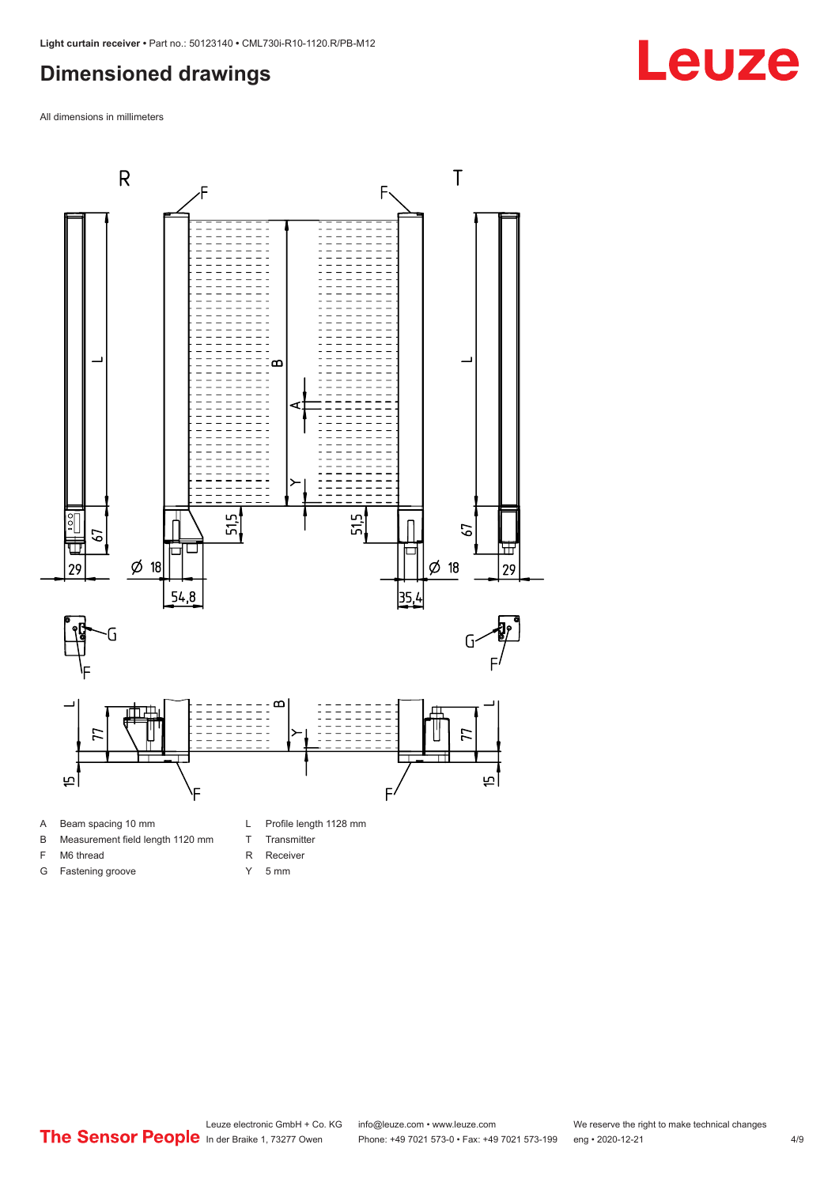## Dimensioned drawings

All dimensions in millimeters

| | | | |
|---|---|---|---|
| A | Beam spacing 10 mm | L | Profile length 1128 mm |
| B | Measurement field length 1120 mm | T | Transmitter |
| F | M6 thread | R | Receiver |
| G | Fastening groove | Y | 5 mm |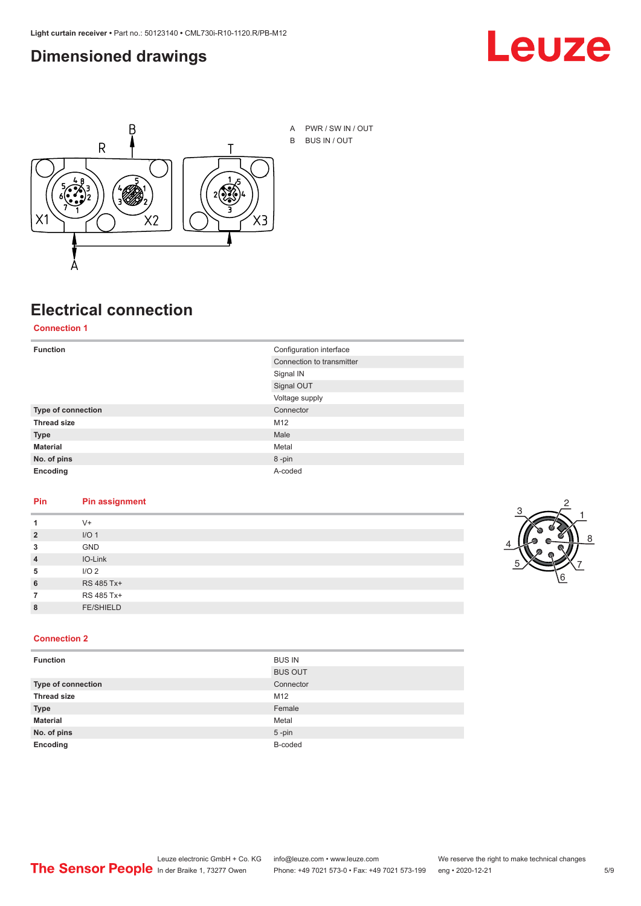# Dimensioned drawings

A PWR / SW IN / OUT

B BUS IN / OUT

# Electrical connection

## Connection 1

| Function | Configuration interface |
|---|---|
| | Connection to transmitter |
| | Signal IN |
| | Signal OUT |
| | Voltage supply |
| **Type of connection** | Connector |
| **Thread size** | M12 |
| **Type** | Male |
| **Material** | Metal |
| **No. of pins** | 8 -pin |
| **Encoding** | A-coded |

| Pin | Pin assignment |
|---|---|
| **1** | V+ |
| **2** | I/O 1 |
| **3** | GND |
| **4** | IO-Link |
| **5** | I/O 2 |
| **6** | RS 485 Tx+ |
| **7** | RS 485 Tx+ |
| **8** | FE/SHIELD |

## Connection 2

| Function | BUS IN |
|---|---|
| | BUS OUT |
| **Type of connection** | Connector |
| **Thread size** | M12 |
| **Type** | Female |
| **Material** | Metal |
| **No. of pins** | 5 -pin |
| **Encoding** | B-coded |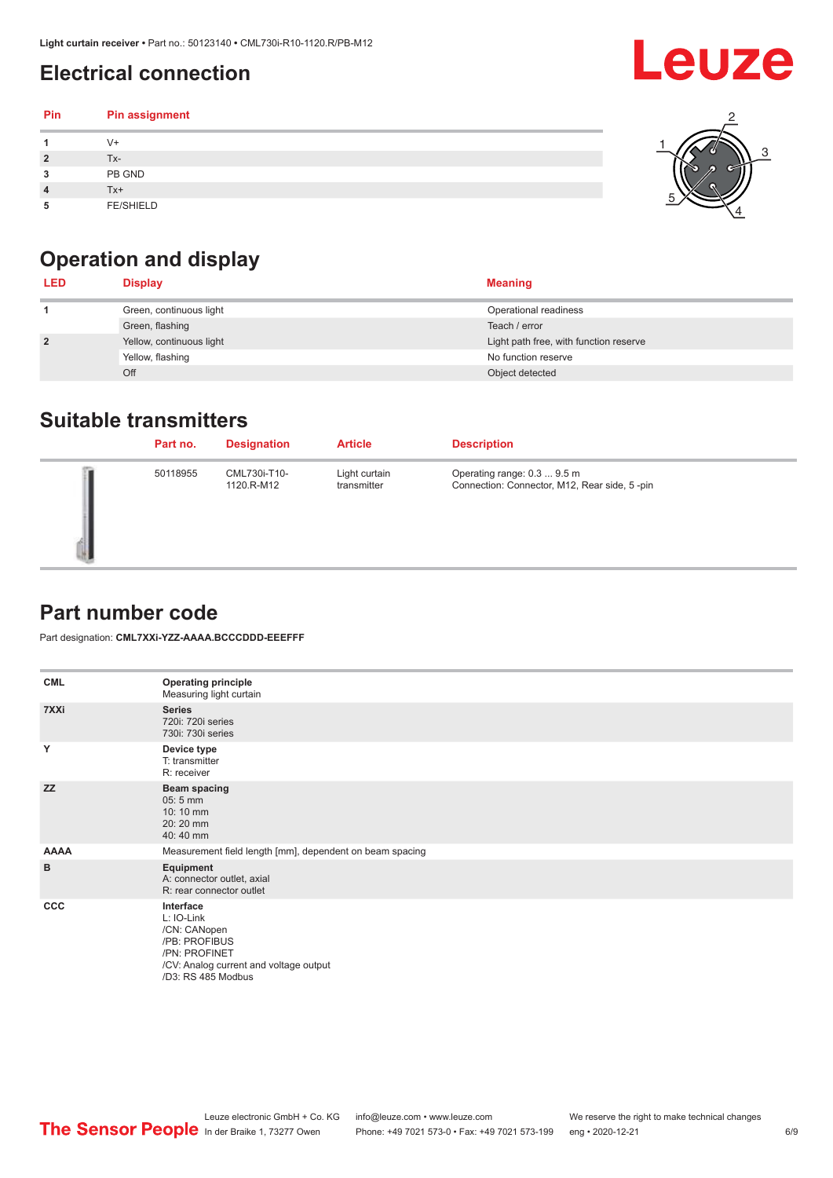## Electrical connection

| Pin | Pin assignment |
|---|---|
| 1 | V+ |
| 2 | Tx- |
| 3 | PB GND |
| 4 | Tx+ |
| 5 | FE/SHIELD |

## Operation and display

| LED | Display | Meaning |
|---|---|---|
| 1 | Green, continuous light | Operational readiness |
| | Green, flashing | Teach / error |
| 2 | Yellow, continuous light | Light path free, with function reserve |
| | Yellow, flashing | No function reserve |
| | Off | Object detected |

## Suitable transmitters

| Part no. | Designation | Article | Description |
|---|---|---|---|
| 50118955 | CML730i-T10-1120.R-M12 | Light curtain transmitter | Operating range: 0.3 ... 9.5 m<br>Connection: Connector, M12, Rear side, 5 -pin |

## Part number code

Part designation: **CML7XXi-YZZ-AAAA.BCCCDDD-EEEFFF**

| | |
|---|---|
| **CML** | **Operating principle**<br>Measuring light curtain |
| **7XXi** | **Series**<br>720i: 720i series<br>730i: 730i series |
| **Y** | **Device type**<br>T: transmitter<br>R: receiver |
| **ZZ** | **Beam spacing**<br>05: 5 mm<br>10: 10 mm<br>20: 20 mm<br>40: 40 mm |
| **AAAA** | Measurement field length [mm], dependent on beam spacing |
| **B** | **Equipment**<br>A: connector outlet, axial<br>R: rear connector outlet |
| **CCC** | **Interface**<br>L: IO-Link<br>/CN: CANopen<br>/PB: PROFIBUS<br>/PN: PROFINET<br>/CV: Analog current and voltage output<br>/D3: RS 485 Modbus |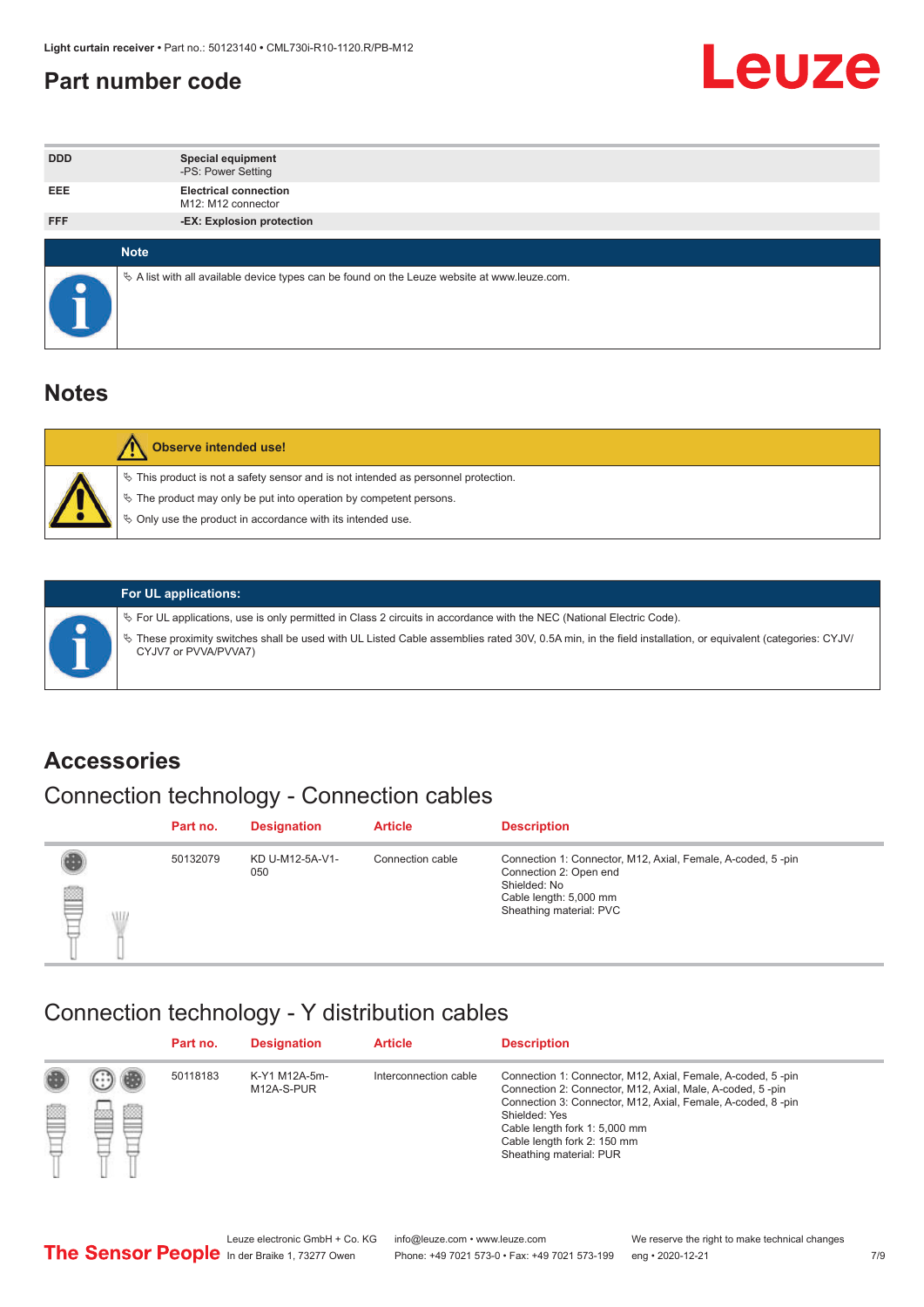## Part number code

| | |
|---|---|
| DDD | **Special equipment**<br>-PS: Power Setting |
| EEE | **Electrical connection**<br>M12: M12 connector |
| FFF | **-EX: Explosion protection** |

**Note**

- ↪ A list with all available device types can be found on the Leuze website at www.leuze.com.

# Notes

**Observe intended use!**

- ↪ This product is not a safety sensor and is not intended as personnel protection.
- ↪ The product may only be put into operation by competent persons.
- ↪ Only use the product in accordance with its intended use.

**For UL applications:**

- ↪ For UL applications, use is only permitted in Class 2 circuits in accordance with the NEC (National Electric Code).
- ↪ These proximity switches shall be used with UL Listed Cable assemblies rated 30V, 0.5A min, in the field installation, or equivalent (categories: CYJV/CYJV7 or PVVA/PVVA7)

# Accessories

## Connection technology - Connection cables

| Part no. | Designation | Article | Description |
|---|---|---|---|
| 50132079 | KD U-M12-5A-V1-050 | Connection cable | Connection 1: Connector, M12, Axial, Female, A-coded, 5 -pin<br>Connection 2: Open end<br>Shielded: No<br>Cable length: 5,000 mm<br>Sheathing material: PVC |

## Connection technology - Y distribution cables

| Part no. | Designation | Article | Description |
|---|---|---|---|
| 50118183 | K-Y1 M12A-5m-M12A-S-PUR | Interconnection cable | Connection 1: Connector, M12, Axial, Female, A-coded, 5 -pin<br>Connection 2: Connector, M12, Axial, Male, A-coded, 5 -pin<br>Connection 3: Connector, M12, Axial, Female, A-coded, 8 -pin<br>Shielded: Yes<br>Cable length fork 1: 5,000 mm<br>Cable length fork 2: 150 mm<br>Sheathing material: PUR |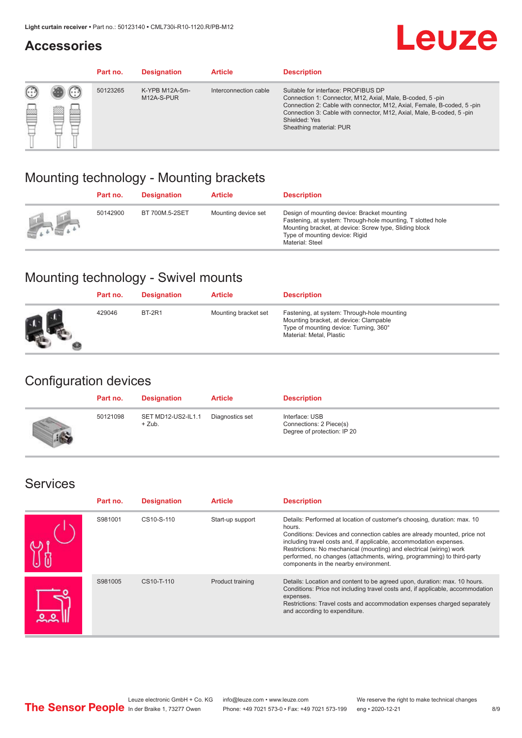## Accessories

| Part no. | Designation | Article | Description |
|---|---|---|---|
| 50123265 | K-YPB M12A-5m-M12A-S-PUR | Interconnection cable | Suitable for interface: PROFIBUS DP<br>Connection 1: Connector, M12, Axial, Male, B-coded, 5 -pin<br>Connection 2: Cable with connector, M12, Axial, Female, B-coded, 5 -pin<br>Connection 3: Cable with connector, M12, Axial, Male, B-coded, 5 -pin<br>Shielded: Yes<br>Sheathing material: PUR |

## Mounting technology - Mounting brackets

| Part no. | Designation | Article | Description |
|---|---|---|---|
| 50142900 | BT 700M.5-2SET | Mounting device set | Design of mounting device: Bracket mounting<br>Fastening, at system: Through-hole mounting, T slotted hole<br>Mounting bracket, at device: Screw type, Sliding block<br>Type of mounting device: Rigid<br>Material: Steel |

## Mounting technology - Swivel mounts

| Part no. | Designation | Article | Description |
|---|---|---|---|
| 429046 | BT-2R1 | Mounting bracket set | Fastening, at system: Through-hole mounting<br>Mounting bracket, at device: Clampable<br>Type of mounting device: Turning, 360°<br>Material: Metal, Plastic |

## Configuration devices

| Part no. | Designation | Article | Description |
|---|---|---|---|
| 50121098 | SET MD12-US2-IL1.1 + Zub. | Diagnostics set | Interface: USB<br>Connections: 2 Piece(s)<br>Degree of protection: IP 20 |

## Services

| Part no. | Designation | Article | Description |
|---|---|---|---|
| S981001 | CS10-S-110 | Start-up support | Details: Performed at location of customer's choosing, duration: max. 10 hours.<br>Conditions: Devices and connection cables are already mounted, price not including travel costs and, if applicable, accommodation expenses.<br>Restrictions: No mechanical (mounting) and electrical (wiring) work performed, no changes (attachments, wiring, programming) to third-party components in the nearby environment. |
| S981005 | CS10-T-110 | Product training | Details: Location and content to be agreed upon, duration: max. 10 hours.<br>Conditions: Price not including travel costs and, if applicable, accommodation expenses.<br>Restrictions: Travel costs and accommodation expenses charged separately and according to expenditure. |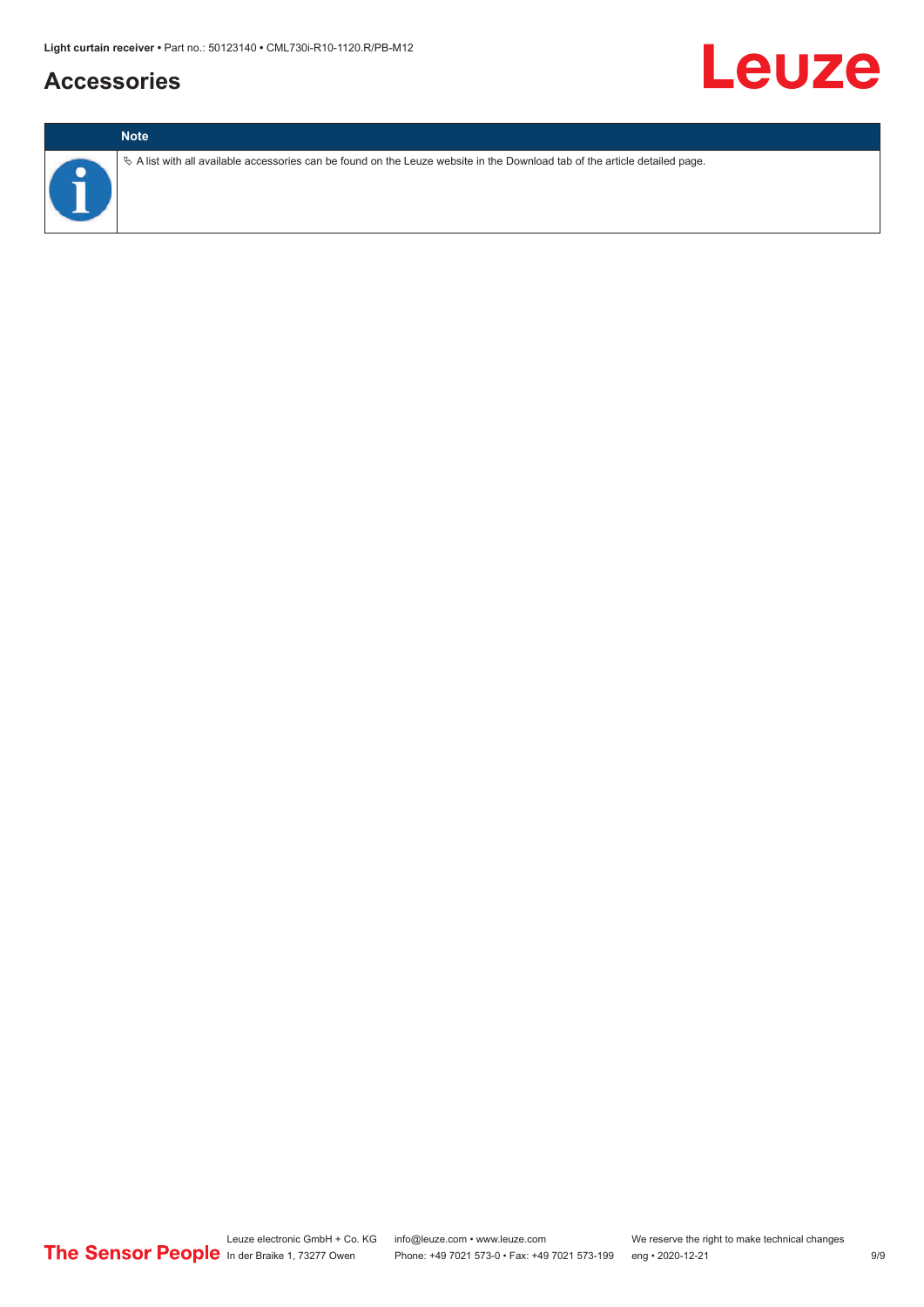# Accessories

| | Note |
| --- | --- |
| | ↳ A list with all available accessories can be found on the Leuze website in the Download tab of the article detailed page. |